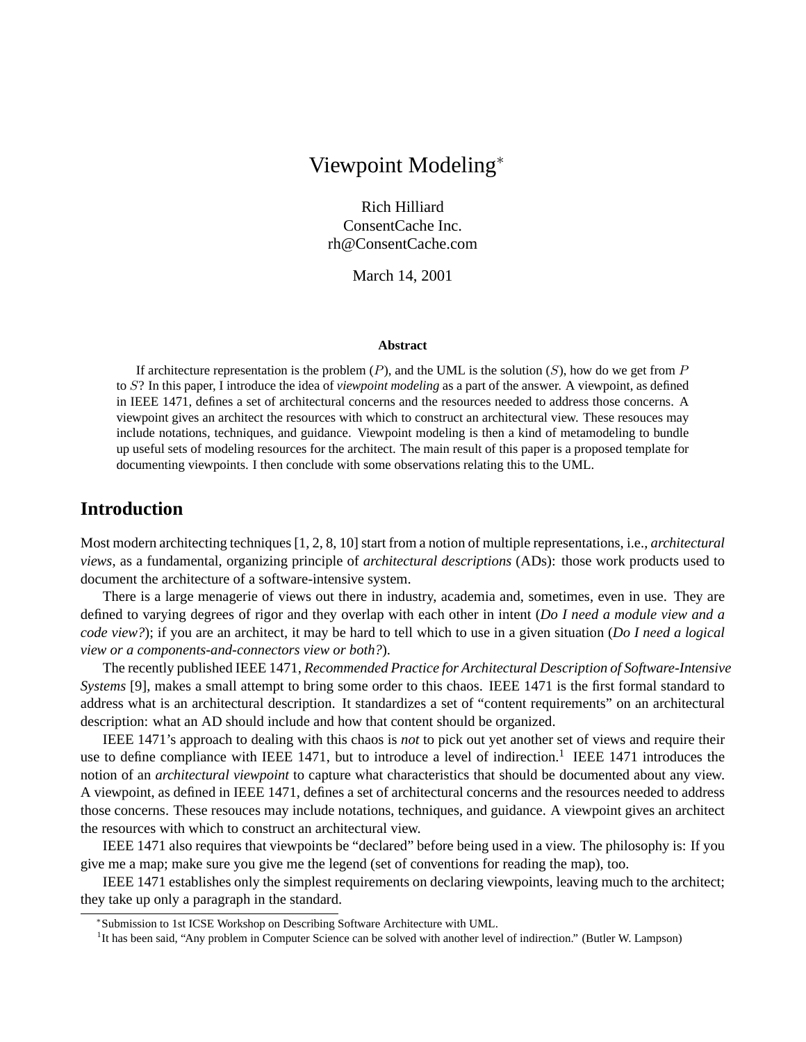# Viewpoint Modeling*

Rich Hilliard
ConsentCache Inc.
rh@ConsentCache.com

March 14, 2001

### Abstract

If architecture representation is the problem ($P$), and the UML is the solution ($S$), how do we get from $P$ to $S$? In this paper, I introduce the idea of *viewpoint modeling* as a part of the answer. A viewpoint, as defined in IEEE 1471, defines a set of architectural concerns and the resources needed to address those concerns. A viewpoint gives an architect the resources with which to construct an architectural view. These resouces may include notations, techniques, and guidance. Viewpoint modeling is then a kind of metamodeling to bundle up useful sets of modeling resources for the architect. The main result of this paper is a proposed template for documenting viewpoints. I then conclude with some observations relating this to the UML.

## Introduction

Most modern architecting techniques [1, 2, 8, 10] start from a notion of multiple representations, i.e., *architectural views*, as a fundamental, organizing principle of *architectural descriptions* (ADs): those work products used to document the architecture of a software-intensive system.

There is a large menagerie of views out there in industry, academia and, sometimes, even in use. They are defined to varying degrees of rigor and they overlap with each other in intent (*Do I need a module view and a code view?*); if you are an architect, it may be hard to tell which to use in a given situation (*Do I need a logical view or a components-and-connectors view or both?*).

The recently published IEEE 1471, *Recommended Practice for Architectural Description of Software-Intensive Systems* [9], makes a small attempt to bring some order to this chaos. IEEE 1471 is the first formal standard to address what is an architectural description. It standardizes a set of "content requirements" on an architectural description: what an AD should include and how that content should be organized.

IEEE 1471's approach to dealing with this chaos is *not* to pick out yet another set of views and require their use to define compliance with IEEE 1471, but to introduce a level of indirection.[1] IEEE 1471 introduces the notion of an *architectural viewpoint* to capture what characteristics that should be documented about any view. A viewpoint, as defined in IEEE 1471, defines a set of architectural concerns and the resources needed to address those concerns. These resouces may include notations, techniques, and guidance. A viewpoint gives an architect the resources with which to construct an architectural view.

IEEE 1471 also requires that viewpoints be "declared" before being used in a view. The philosophy is: If you give me a map; make sure you give me the legend (set of conventions for reading the map), too.

IEEE 1471 establishes only the simplest requirements on declaring viewpoints, leaving much to the architect; they take up only a paragraph in the standard.

*Submission to 1st ICSE Workshop on Describing Software Architecture with UML.

[1] It has been said, "Any problem in Computer Science can be solved with another level of indirection." (Butler W. Lampson)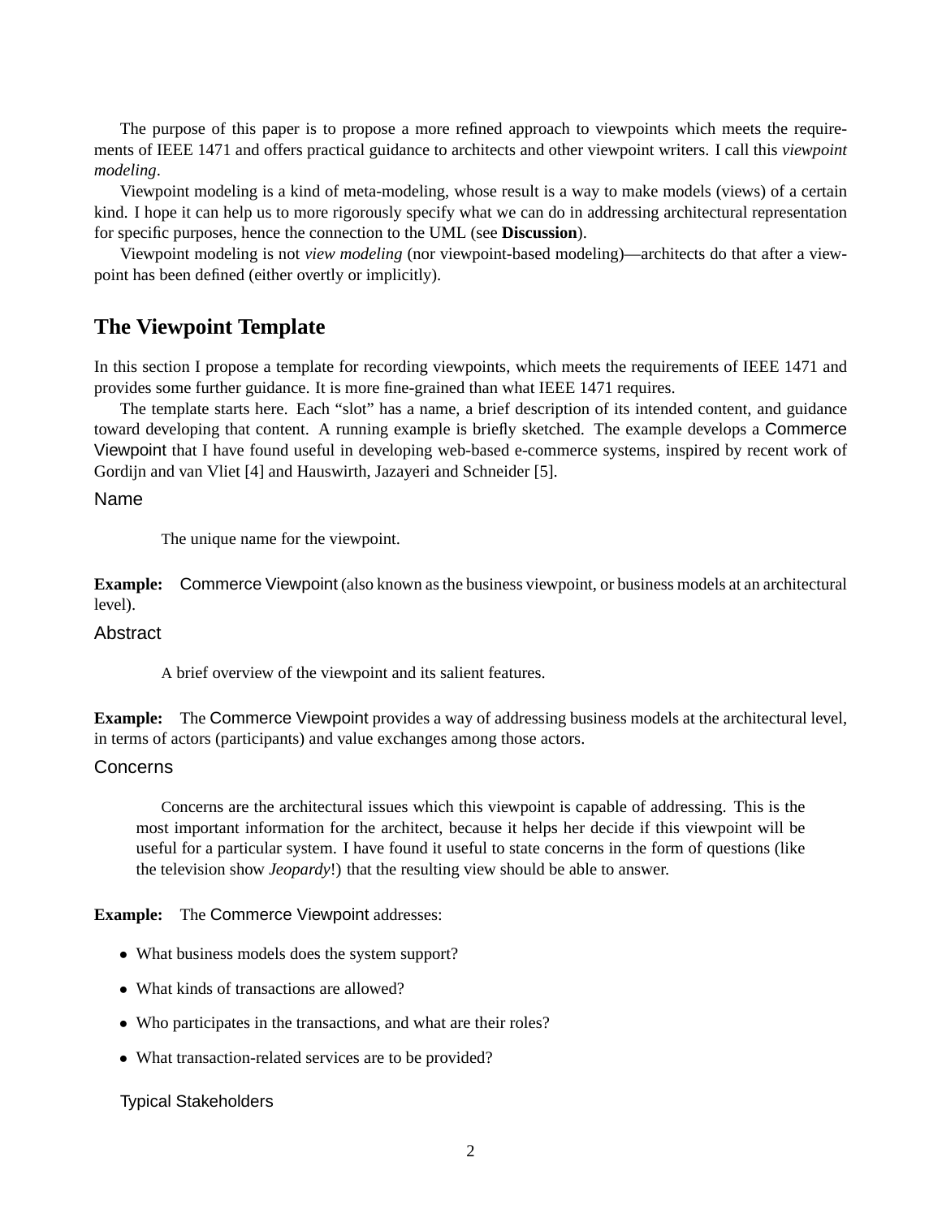The purpose of this paper is to propose a more refined approach to viewpoints which meets the requirements of IEEE 1471 and offers practical guidance to architects and other viewpoint writers. I call this *viewpoint modeling*.

Viewpoint modeling is a kind of meta-modeling, whose result is a way to make models (views) of a certain kind. I hope it can help us to more rigorously specify what we can do in addressing architectural representation for specific purposes, hence the connection to the UML (see **Discussion**).

Viewpoint modeling is not *view modeling* (nor viewpoint-based modeling)—architects do that after a viewpoint has been defined (either overtly or implicitly).

## The Viewpoint Template

In this section I propose a template for recording viewpoints, which meets the requirements of IEEE 1471 and provides some further guidance. It is more fine-grained than what IEEE 1471 requires.

The template starts here. Each "slot" has a name, a brief description of its intended content, and guidance toward developing that content. A running example is briefly sketched. The example develops a Commerce Viewpoint that I have found useful in developing web-based e-commerce systems, inspired by recent work of Gordijn and van Vliet [4] and Hauswirth, Jazayeri and Schneider [5].

### Name

> The unique name for the viewpoint.

**Example:** Commerce Viewpoint (also known as the business viewpoint, or business models at an architectural level).

### Abstract

> A brief overview of the viewpoint and its salient features.

**Example:** The Commerce Viewpoint provides a way of addressing business models at the architectural level, in terms of actors (participants) and value exchanges among those actors.

### Concerns

> Concerns are the architectural issues which this viewpoint is capable of addressing. This is the most important information for the architect, because it helps her decide if this viewpoint will be useful for a particular system. I have found it useful to state concerns in the form of questions (like the television show *Jeopardy*!) that the resulting view should be able to answer.

**Example:** The Commerce Viewpoint addresses:

- What business models does the system support?
- What kinds of transactions are allowed?
- Who participates in the transactions, and what are their roles?
- What transaction-related services are to be provided?

### Typical Stakeholders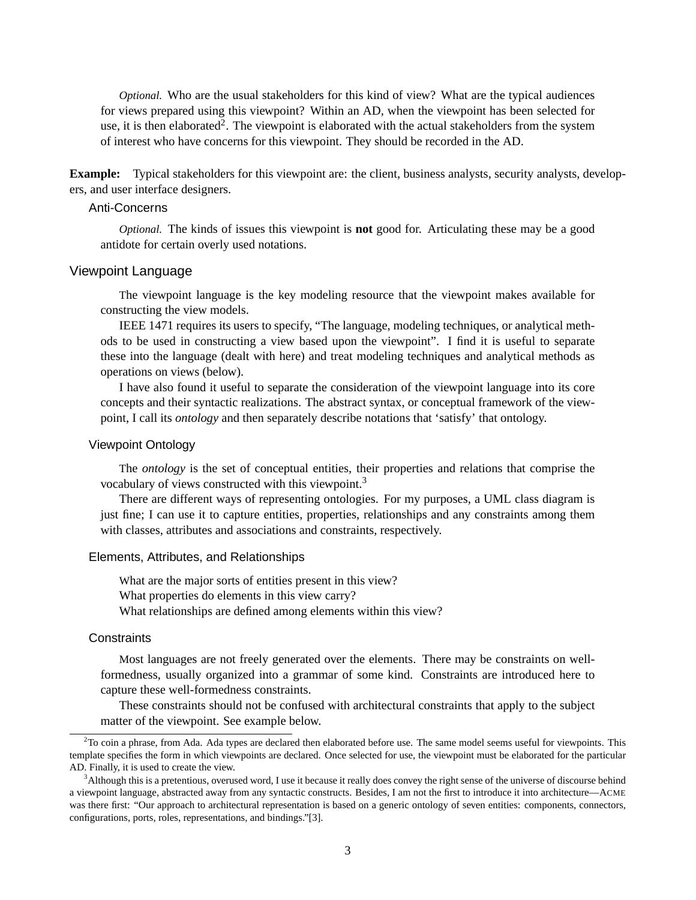*Optional.* Who are the usual stakeholders for this kind of view? What are the typical audiences for views prepared using this viewpoint? Within an AD, when the viewpoint has been selected for use, it is then elaborated[2]. The viewpoint is elaborated with the actual stakeholders from the system of interest who have concerns for this viewpoint. They should be recorded in the AD.

**Example:** Typical stakeholders for this viewpoint are: the client, business analysts, security analysts, developers, and user interface designers.

### Anti-Concerns

*Optional.* The kinds of issues this viewpoint is **not** good for. Articulating these may be a good antidote for certain overly used notations.

## Viewpoint Language

The viewpoint language is the key modeling resource that the viewpoint makes available for constructing the view models.

IEEE 1471 requires its users to specify, "The language, modeling techniques, or analytical methods to be used in constructing a view based upon the viewpoint". I find it is useful to separate these into the language (dealt with here) and treat modeling techniques and analytical methods as operations on views (below).

I have also found it useful to separate the consideration of the viewpoint language into its core concepts and their syntactic realizations. The abstract syntax, or conceptual framework of the viewpoint, I call its *ontology* and then separately describe notations that 'satisfy' that ontology.

### Viewpoint Ontology

The *ontology* is the set of conceptual entities, their properties and relations that comprise the vocabulary of views constructed with this viewpoint.[3]

There are different ways of representing ontologies. For my purposes, a UML class diagram is just fine; I can use it to capture entities, properties, relationships and any constraints among them with classes, attributes and associations and constraints, respectively.

### Elements, Attributes, and Relationships

What are the major sorts of entities present in this view?
What properties do elements in this view carry?
What relationships are defined among elements within this view?

### Constraints

Most languages are not freely generated over the elements. There may be constraints on well-formedness, usually organized into a grammar of some kind. Constraints are introduced here to capture these well-formedness constraints.

These constraints should not be confused with architectural constraints that apply to the subject matter of the viewpoint. See example below.

---

[2]To coin a phrase, from Ada. Ada types are declared then elaborated before use. The same model seems useful for viewpoints. This template specifies the form in which viewpoints are declared. Once selected for use, the viewpoint must be elaborated for the particular AD. Finally, it is used to create the view.

[3]Although this is a pretentious, overused word, I use it because it really does convey the right sense of the universe of discourse behind a viewpoint language, abstracted away from any syntactic constructs. Besides, I am not the first to introduce it into architecture—ACME was there first: "Our approach to architectural representation is based on a generic ontology of seven entities: components, connectors, configurations, ports, roles, representations, and bindings."[3].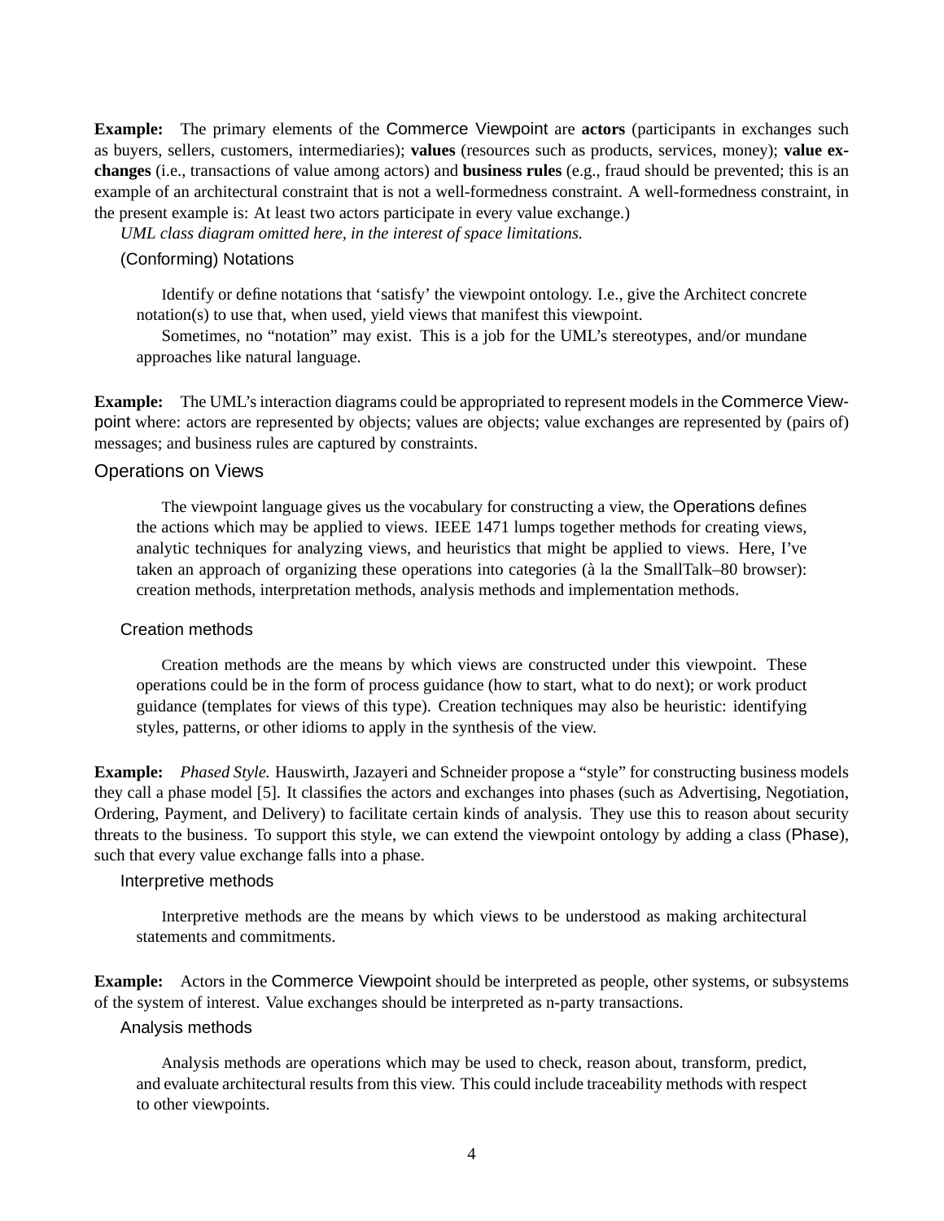**Example:** The primary elements of the Commerce Viewpoint are **actors** (participants in exchanges such as buyers, sellers, customers, intermediaries); **values** (resources such as products, services, money); **value exchanges** (i.e., transactions of value among actors) and **business rules** (e.g., fraud should be prevented; this is an example of an architectural constraint that is not a well-formedness constraint. A well-formedness constraint, in the present example is: At least two actors participate in every value exchange.)

*UML class diagram omitted here, in the interest of space limitations.*

#### (Conforming) Notations

Identify or define notations that 'satisfy' the viewpoint ontology. I.e., give the Architect concrete notation(s) to use that, when used, yield views that manifest this viewpoint.

Sometimes, no "notation" may exist. This is a job for the UML's stereotypes, and/or mundane approaches like natural language.

**Example:** The UML's interaction diagrams could be appropriated to represent models in the Commerce Viewpoint where: actors are represented by objects; values are objects; value exchanges are represented by (pairs of) messages; and business rules are captured by constraints.

### Operations on Views

The viewpoint language gives us the vocabulary for constructing a view, the Operations defines the actions which may be applied to views. IEEE 1471 lumps together methods for creating views, analytic techniques for analyzing views, and heuristics that might be applied to views. Here, I've taken an approach of organizing these operations into categories (à la the SmallTalk–80 browser): creation methods, interpretation methods, analysis methods and implementation methods.

#### Creation methods

Creation methods are the means by which views are constructed under this viewpoint. These operations could be in the form of process guidance (how to start, what to do next); or work product guidance (templates for views of this type). Creation techniques may also be heuristic: identifying styles, patterns, or other idioms to apply in the synthesis of the view.

**Example:** *Phased Style.* Hauswirth, Jazayeri and Schneider propose a "style" for constructing business models they call a phase model [5]. It classifies the actors and exchanges into phases (such as Advertising, Negotiation, Ordering, Payment, and Delivery) to facilitate certain kinds of analysis. They use this to reason about security threats to the business. To support this style, we can extend the viewpoint ontology by adding a class (Phase), such that every value exchange falls into a phase.

#### Interpretive methods

Interpretive methods are the means by which views to be understood as making architectural statements and commitments.

**Example:** Actors in the Commerce Viewpoint should be interpreted as people, other systems, or subsystems of the system of interest. Value exchanges should be interpreted as n-party transactions.

#### Analysis methods

Analysis methods are operations which may be used to check, reason about, transform, predict, and evaluate architectural results from this view. This could include traceability methods with respect to other viewpoints.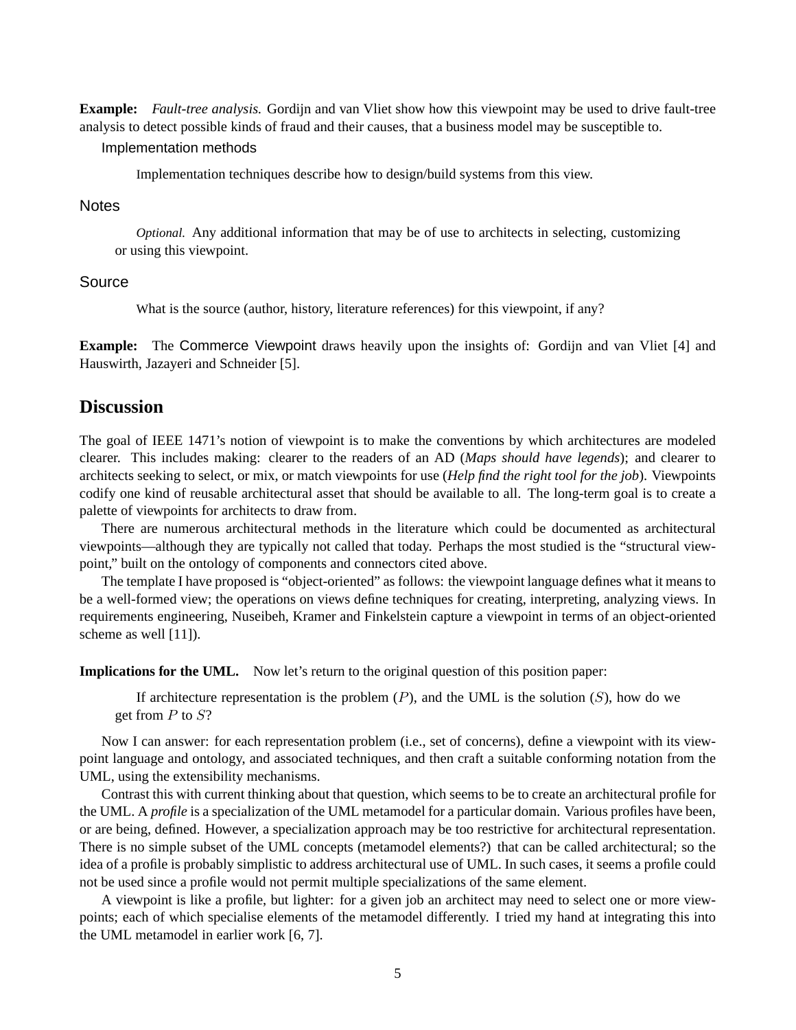**Example:** *Fault-tree analysis.* Gordijn and van Vliet show how this viewpoint may be used to drive fault-tree analysis to detect possible kinds of fraud and their causes, that a business model may be susceptible to.

#### Implementation methods

Implementation techniques describe how to design/build systems from this view.

### Notes

*Optional.* Any additional information that may be of use to architects in selecting, customizing or using this viewpoint.

### Source

What is the source (author, history, literature references) for this viewpoint, if any?

**Example:** The Commerce Viewpoint draws heavily upon the insights of: Gordijn and van Vliet [4] and Hauswirth, Jazayeri and Schneider [5].

## Discussion

The goal of IEEE 1471's notion of viewpoint is to make the conventions by which architectures are modeled clearer. This includes making: clearer to the readers of an AD (*Maps should have legends*); and clearer to architects seeking to select, or mix, or match viewpoints for use (*Help find the right tool for the job*). Viewpoints codify one kind of reusable architectural asset that should be available to all. The long-term goal is to create a palette of viewpoints for architects to draw from.

There are numerous architectural methods in the literature which could be documented as architectural viewpoints—although they are typically not called that today. Perhaps the most studied is the "structural viewpoint," built on the ontology of components and connectors cited above.

The template I have proposed is "object-oriented" as follows: the viewpoint language defines what it means to be a well-formed view; the operations on views define techniques for creating, interpreting, analyzing views. In requirements engineering, Nuseibeh, Kramer and Finkelstein capture a viewpoint in terms of an object-oriented scheme as well [11]).

**Implications for the UML.** Now let's return to the original question of this position paper:

> If architecture representation is the problem ($P$), and the UML is the solution ($S$), how do we get from $P$ to $S$?

Now I can answer: for each representation problem (i.e., set of concerns), define a viewpoint with its viewpoint language and ontology, and associated techniques, and then craft a suitable conforming notation from the UML, using the extensibility mechanisms.

Contrast this with current thinking about that question, which seems to be to create an architectural profile for the UML. A *profile* is a specialization of the UML metamodel for a particular domain. Various profiles have been, or are being, defined. However, a specialization approach may be too restrictive for architectural representation. There is no simple subset of the UML concepts (metamodel elements?) that can be called architectural; so the idea of a profile is probably simplistic to address architectural use of UML. In such cases, it seems a profile could not be used since a profile would not permit multiple specializations of the same element.

A viewpoint is like a profile, but lighter: for a given job an architect may need to select one or more viewpoints; each of which specialise elements of the metamodel differently. I tried my hand at integrating this into the UML metamodel in earlier work [6, 7].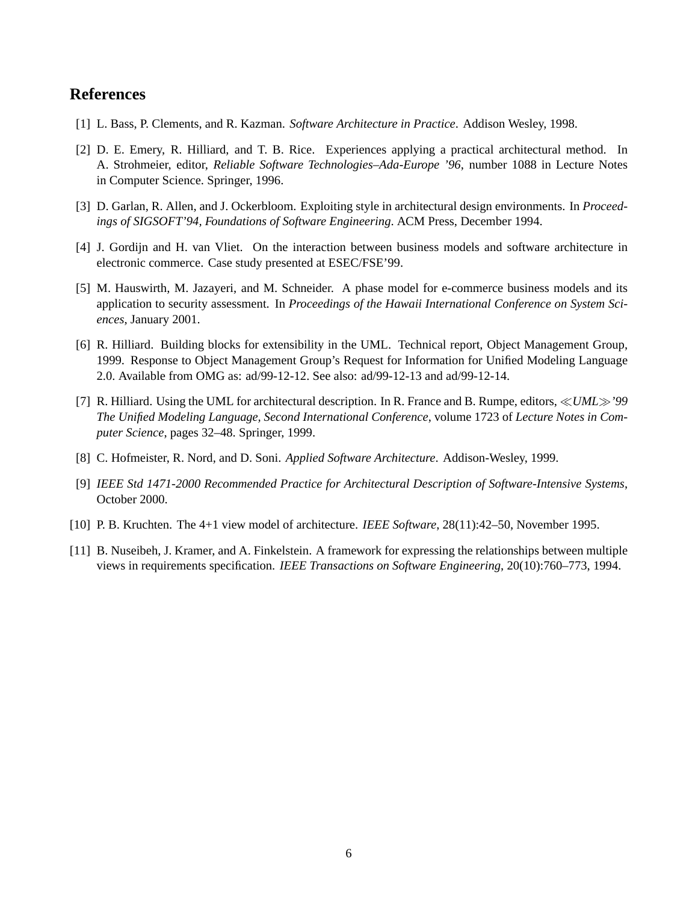## References

[1] L. Bass, P. Clements, and R. Kazman. *Software Architecture in Practice*. Addison Wesley, 1998.

[2] D. E. Emery, R. Hilliard, and T. B. Rice. Experiences applying a practical architectural method. In A. Strohmeier, editor, *Reliable Software Technologies–Ada-Europe '96*, number 1088 in Lecture Notes in Computer Science. Springer, 1996.

[3] D. Garlan, R. Allen, and J. Ockerbloom. Exploiting style in architectural design environments. In *Proceedings of SIGSOFT'94, Foundations of Software Engineering*. ACM Press, December 1994.

[4] J. Gordijn and H. van Vliet. On the interaction between business models and software architecture in electronic commerce. Case study presented at ESEC/FSE'99.

[5] M. Hauswirth, M. Jazayeri, and M. Schneider. A phase model for e-commerce business models and its application to security assessment. In *Proceedings of the Hawaii International Conference on System Sciences*, January 2001.

[6] R. Hilliard. Building blocks for extensibility in the UML. Technical report, Object Management Group, 1999. Response to Object Management Group's Request for Information for Unified Modeling Language 2.0. Available from OMG as: ad/99-12-12. See also: ad/99-12-13 and ad/99-12-14.

[7] R. Hilliard. Using the UML for architectural description. In R. France and B. Rumpe, editors, *≪UML≫'99 The Unified Modeling Language, Second International Conference*, volume 1723 of *Lecture Notes in Computer Science*, pages 32–48. Springer, 1999.

[8] C. Hofmeister, R. Nord, and D. Soni. *Applied Software Architecture*. Addison-Wesley, 1999.

[9] *IEEE Std 1471-2000 Recommended Practice for Architectural Description of Software-Intensive Systems*, October 2000.

[10] P. B. Kruchten. The 4+1 view model of architecture. *IEEE Software*, 28(11):42–50, November 1995.

[11] B. Nuseibeh, J. Kramer, and A. Finkelstein. A framework for expressing the relationships between multiple views in requirements specification. *IEEE Transactions on Software Engineering*, 20(10):760–773, 1994.